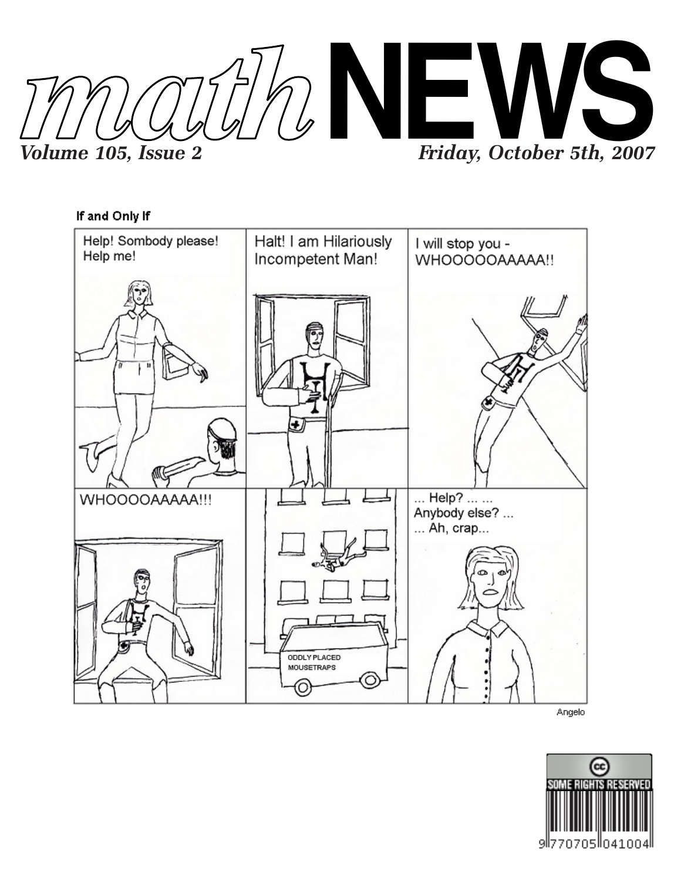# mathNEWS

*Volume 105, Issue 2* *Friday, October 5th, 2007*

**If and Only If**

Help! Sombody please! Help me!

Halt! I am Hilariously Incompetent Man!

I will stop you - WHOOOOOAAAAA!!

WHOOOOAAAAA!!!

ODDLY PLACED MOUSETRAPS

... Help? ... ... Anybody else? ... ... Ah, crap...

Angelo

SOME RIGHTS RESERVED

9 770705 041004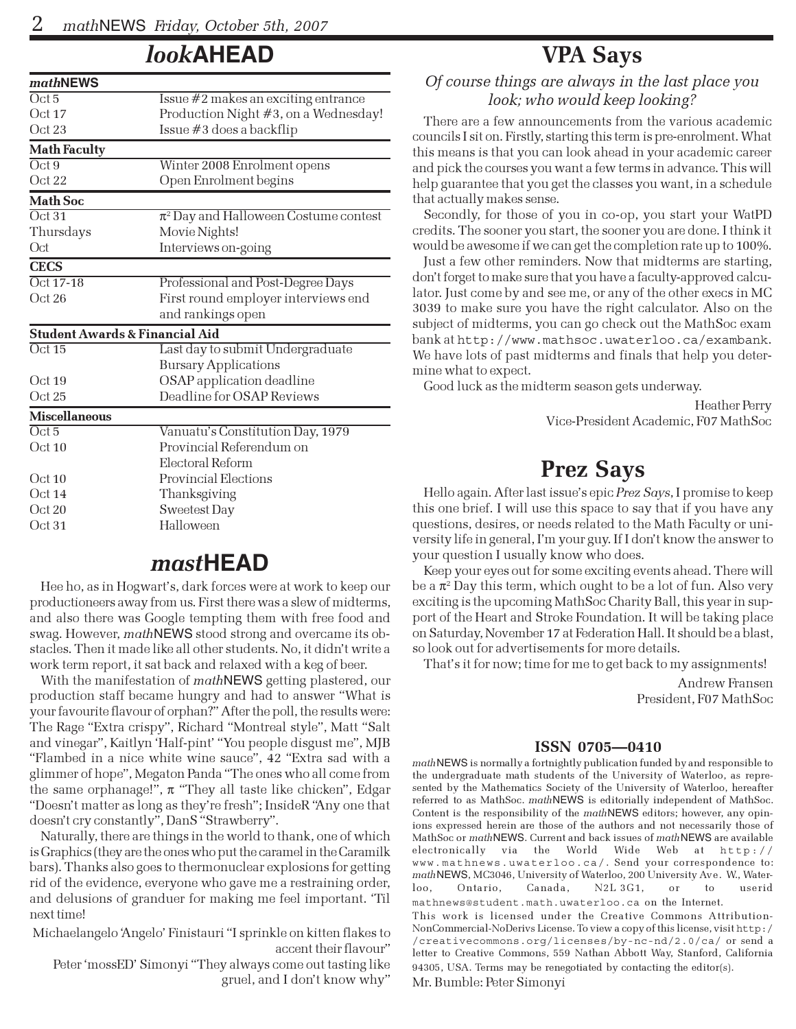# *look*AHEAD

| *math*NEWS | |
|---|---|
| Oct 5 | Issue #2 makes an exciting entrance |
| Oct 17 | Production Night #3, on a Wednesday! |
| Oct 23 | Issue #3 does a backflip |
| **Math Faculty** | |
| Oct 9 | Winter 2008 Enrolment opens |
| Oct 22 | Open Enrolment begins |
| **Math Soc** | |
| Oct 31 | $\pi^2$ Day and Halloween Costume contest |
| Thursdays | Movie Nights! |
| Oct | Interviews on-going |
| **CECS** | |
| Oct 17-18 | Professional and Post-Degree Days |
| Oct 26 | First round employer interviews end and rankings open |
| **Student Awards & Financial Aid** | |
| Oct 15 | Last day to submit Undergraduate Bursary Applications |
| Oct 19 | OSAP application deadline |
| Oct 25 | Deadline for OSAP Reviews |
| **Miscellaneous** | |
| Oct 5 | Vanuatu's Constitution Day, 1979 |
| Oct 10 | Provincial Referendum on Electoral Reform |
| Oct 10 | Provincial Elections |
| Oct 14 | Thanksgiving |
| Oct 20 | Sweetest Day |
| Oct 31 | Halloween |

# *mast*HEAD

Hee ho, as in Hogwart's, dark forces were at work to keep our productioneers away from us. First there was a slew of midterms, and also there was Google tempting them with free food and swag. However, *math*NEWS stood strong and overcame its obstacles. Then it made like all other students. No, it didn't write a work term report, it sat back and relaxed with a keg of beer.

With the manifestation of *math*NEWS getting plastered, our production staff became hungry and had to answer "What is your favourite flavour of orphan?" After the poll, the results were: The Rage "Extra crispy", Richard "Montreal style", Matt "Salt and vinegar", Kaitlyn 'Half-pint' "You people disgust me", MJB "Flambed in a nice white wine sauce", 42 "Extra sad with a glimmer of hope", Megaton Panda "The ones who all come from the same orphanage!", $\pi$ "They all taste like chicken", Edgar "Doesn't matter as long as they're fresh"; InsideR "Any one that doesn't cry constantly", DanS "Strawberry".

Naturally, there are things in the world to thank, one of which is Graphics (they are the ones who put the caramel in the Caramilk bars). Thanks also goes to thermonuclear explosions for getting rid of the evidence, everyone who gave me a restraining order, and delusions of granduer for making me feel important. 'Til next time!

Michaelangelo 'Angelo' Finistauri "I sprinkle on kitten flakes to accent their flavour"

Peter 'mossED' Simonyi "They always come out tasting like gruel, and I don't know why"

# VPA Says

*Of course things are always in the last place you look; who would keep looking?*

There are a few announcements from the various academic councils I sit on. Firstly, starting this term is pre-enrolment. What this means is that you can look ahead in your academic career and pick the courses you want a few terms in advance. This will help guarantee that you get the classes you want, in a schedule that actually makes sense.

Secondly, for those of you in co-op, you start your WatPD credits. The sooner you start, the sooner you are done. I think it would be awesome if we can get the completion rate up to 100%.

Just a few other reminders. Now that midterms are starting, don't forget to make sure that you have a faculty-approved calculator. Just come by and see me, or any of the other execs in MC 3039 to make sure you have the right calculator. Also on the subject of midterms, you can go check out the MathSoc exam bank at http://www.mathsoc.uwaterloo.ca/exambank. We have lots of past midterms and finals that help you determine what to expect.

Good luck as the midterm season gets underway.

Heather Perry
Vice-President Academic, F07 MathSoc

# Prez Says

Hello again. After last issue's epic *Prez Says*, I promise to keep this one brief. I will use this space to say that if you have any questions, desires, or needs related to the Math Faculty or university life in general, I'm your guy. If I don't know the answer to your question I usually know who does.

Keep your eyes out for some exciting events ahead. There will be a $\pi^2$ Day this term, which ought to be a lot of fun. Also very exciting is the upcoming MathSoc Charity Ball, this year in support of the Heart and Stroke Foundation. It will be taking place on Saturday, November 17 at Federation Hall. It should be a blast, so look out for advertisements for more details.

That's it for now; time for me to get back to my assignments!

Andrew Fransen
President, F07 MathSoc

**ISSN 0705—0410**

*math*NEWS is normally a fortnightly publication funded by and responsible to the undergraduate math students of the University of Waterloo, as represented by the Mathematics Society of the University of Waterloo, hereafter referred to as MathSoc. *math*NEWS is editorially independent of MathSoc. Content is the responsibility of the *math*NEWS editors; however, any opinions expressed herein are those of the authors and not necessarily those of MathSoc or *math*NEWS. Current and back issues of *math*NEWS are available electronically via the World Wide Web at http://www.mathnews.uwaterloo.ca/. Send your correspondence to: *math*NEWS, MC3046, University of Waterloo, 200 University Ave. W., Waterloo, Ontario, Canada, N2L 3G1, or to userid mathnews@student.math.uwaterloo.ca on the Internet.

This work is licensed under the Creative Commons Attribution-NonCommercial-NoDerivs License. To view a copy of this license, visit http://creativecommons.org/licenses/by-nc-nd/2.0/ca/ or send a letter to Creative Commons, 559 Nathan Abbott Way, Stanford, California 94305, USA. Terms may be renegotiated by contacting the editor(s).

Mr. Bumble: Peter Simonyi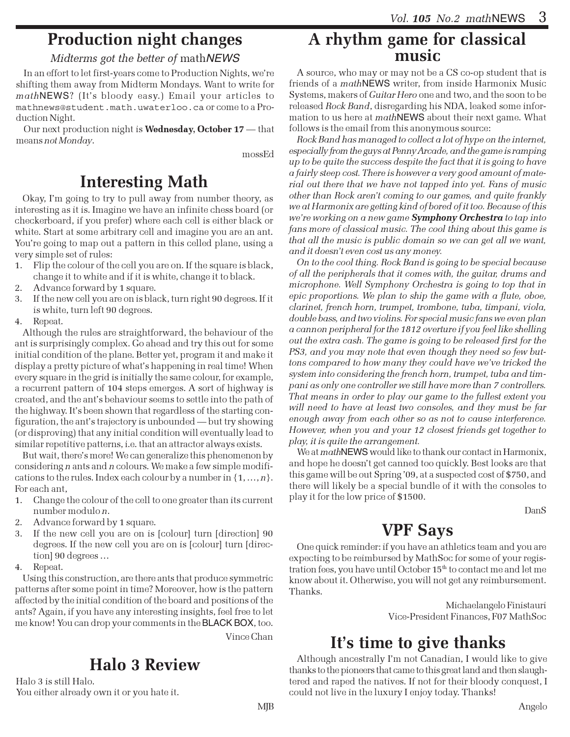# Production night changes

*Midterms got the better of mathNEWS*

In an effort to let first-years come to Production Nights, we're shifting them away from Midterm Mondays. Want to write for *math*NEWS? (It's bloody easy.) Email your articles to mathnews@student.math.uwaterloo.ca or come to a Production Night.

Our next production night is **Wednesday, October 17** — that means *not Monday*.

mossEd

# Interesting Math

Okay, I'm going to try to pull away from number theory, as interesting as it is. Imagine we have an infinite chess board (or checkerboard, if you prefer) where each cell is either black or white. Start at some arbitrary cell and imagine you are an ant. You're going to map out a pattern in this celled plane, using a very simple set of rules:

1. Flip the colour of the cell you are on. If the square is black, change it to white and if it is white, change it to black.
2. Advance forward by 1 square.
3. If the new cell you are on is black, turn right 90 degrees. If it is white, turn left 90 degrees.
4. Repeat.

Although the rules are straightforward, the behaviour of the ant is surprisingly complex. Go ahead and try this out for some initial condition of the plane. Better yet, program it and make it display a pretty picture of what's happening in real time! When every square in the grid is initially the same colour, for example, a recurrent pattern of 104 steps emerges. A sort of highway is created, and the ant's behaviour seems to settle into the path of the highway. It's been shown that regardless of the starting configuration, the ant's trajectory is unbounded — but try showing (or disproving) that any initial condition will eventually lead to similar repetitive patterns, i.e. that an attractor always exists.

But wait, there's more! We can generalize this phenomenon by considering $n$ ants and $n$ colours. We make a few simple modifications to the rules. Index each colour by a number in $\{1, \ldots, n\}$. For each ant,

1. Change the colour of the cell to one greater than its current number modulo $n$.
2. Advance forward by 1 square.
3. If the new cell you are on is [colour] turn [direction] 90 degrees. If the new cell you are on is [colour] turn [direction] 90 degrees …
4. Repeat.

Using this construction, are there ants that produce symmetric patterns after some point in time? Moreover, how is the pattern affected by the initial condition of the board and positions of the ants? Again, if you have any interesting insights, feel free to let me know! You can drop your comments in the BLACK BOX, too.

Vince Chan

# Halo 3 Review

Halo 3 is still Halo.
You either already own it or you hate it.

MJB

# A rhythm game for classical music

A source, who may or may not be a CS co-op student that is friends of a *math*NEWS writer, from inside Harmonix Music Systems, makers of *Guitar Hero* one and two, and the soon to be released *Rock Band*, disregarding his NDA, leaked some information to us here at *math*NEWS about their next game. What follows is the email from this anonymous source:

*Rock Band has managed to collect a lot of hype on the internet, especially from the guys at Penny Arcade, and the game is ramping up to be quite the success despite the fact that it is going to have a fairly steep cost. There is however a very good amount of material out there that we have not tapped into yet. Fans of music other than Rock aren't coming to our games, and quite frankly we at Harmonix are getting kind of bored of it too. Because of this we're working on a new game* ***Symphony Orchestra*** *to tap into fans more of classical music. The cool thing about this game is that all the music is public domain so we can get all we want, and it doesn't even cost us any money.*

*On to the cool thing. Rock Band is going to be special because of all the peripherals that it comes with, the guitar, drums and microphone. Well Symphony Orchestra is going to top that in epic proportions. We plan to ship the game with a flute, oboe, clarinet, french horn, trumpet, trombone, tuba, timpani, viola, double bass, and two violins. For special music fans we even plan a cannon peripheral for the 1812 overture if you feel like shelling out the extra cash. The game is going to be released first for the PS3, and you may note that even though they need so few buttons compared to how many they could have we've tricked the system into considering the french horn, trumpet, tuba and timpani as only one controller we still have more than 7 controllers. That means in order to play our game to the fullest extent you will need to have at least two consoles, and they must be far enough away from each other so as not to cause interference. However, when you and your 12 closest friends get together to play, it is quite the arrangement.*

We at *math*NEWS would like to thank our contact in Harmonix, and hope he doesn't get canned too quickly. Best looks are that this game will be out Spring '09, at a suspected cost of $750, and there will likely be a special bundle of it with the consoles to play it for the low price of $1500.

DanS

# VPF Says

One quick reminder: if you have an athletics team and you are expecting to be reimbursed by MathSoc for some of your registration fees, you have until October 15th to contact me and let me know about it. Otherwise, you will not get any reimbursement. Thanks.

Michaelangelo Finistauri
Vice-President Finances, F07 MathSoc

# It's time to give thanks

Although ancestrally I'm not Canadian, I would like to give thanks to the pioneers that came to this great land and then slaughtered and raped the natives. If not for their bloody conquest, I could not live in the luxury I enjoy today. Thanks!

Angelo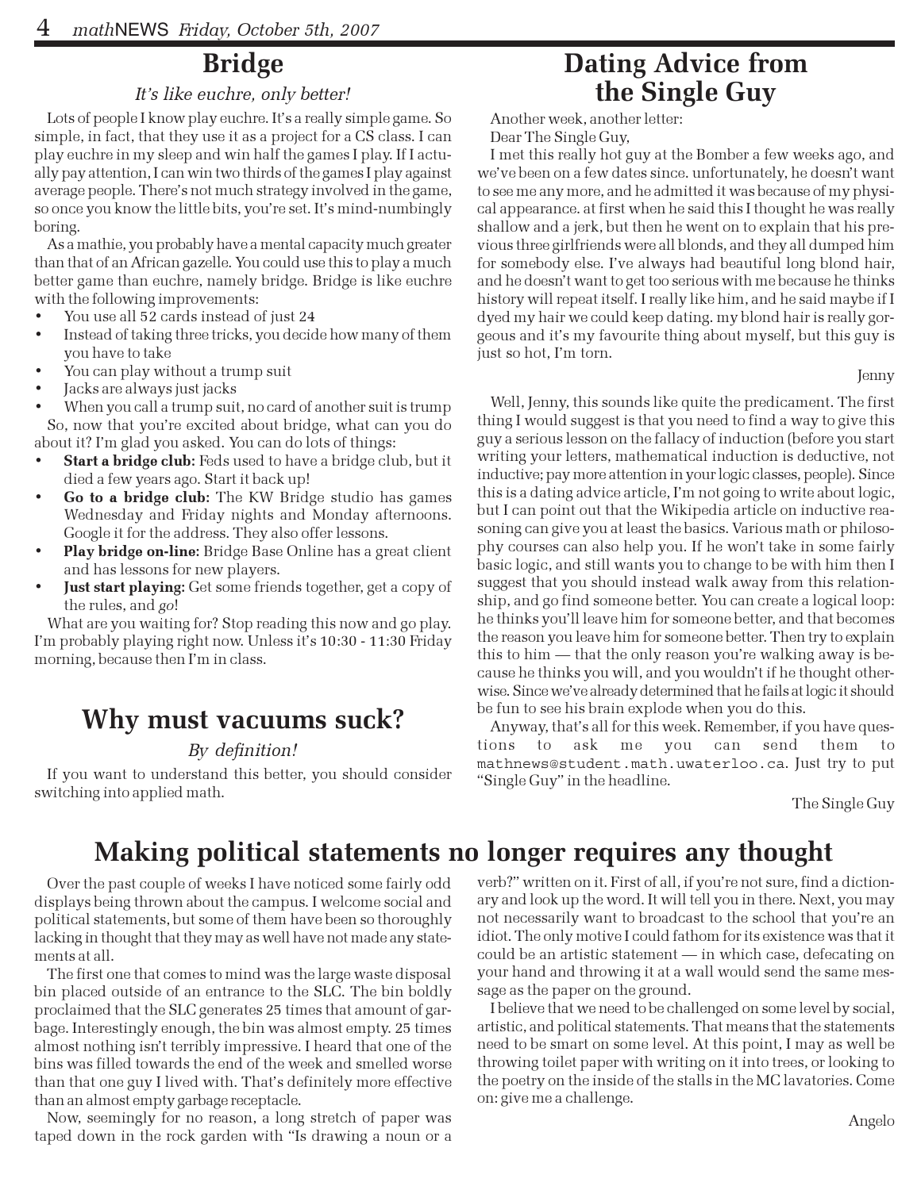## Bridge

*It's like euchre, only better!*

Lots of people I know play euchre. It's a really simple game. So simple, in fact, that they use it as a project for a CS class. I can play euchre in my sleep and win half the games I play. If I actually pay attention, I can win two thirds of the games I play against average people. There's not much strategy involved in the game, so once you know the little bits, you're set. It's mind-numbingly boring.

As a mathie, you probably have a mental capacity much greater than that of an African gazelle. You could use this to play a much better game than euchre, namely bridge. Bridge is like euchre with the following improvements:

- You use all 52 cards instead of just 24
- Instead of taking three tricks, you decide how many of them you have to take
- You can play without a trump suit
- Jacks are always just jacks
- When you call a trump suit, no card of another suit is trump

So, now that you're excited about bridge, what can you do about it? I'm glad you asked. You can do lots of things:

- **Start a bridge club:** Feds used to have a bridge club, but it died a few years ago. Start it back up!
- **Go to a bridge club:** The KW Bridge studio has games Wednesday and Friday nights and Monday afternoons. Google it for the address. They also offer lessons.
- **Play bridge on-line:** Bridge Base Online has a great client and has lessons for new players.
- **Just start playing:** Get some friends together, get a copy of the rules, and *go*!

What are you waiting for? Stop reading this now and go play. I'm probably playing right now. Unless it's 10:30 - 11:30 Friday morning, because then I'm in class.

## Why must vacuums suck?

*By definition!*

If you want to understand this better, you should consider switching into applied math.

## Dating Advice from the Single Guy

Another week, another letter:

Dear The Single Guy,

I met this really hot guy at the Bomber a few weeks ago, and we've been on a few dates since. unfortunately, he doesn't want to see me any more, and he admitted it was because of my physical appearance. at first when he said this I thought he was really shallow and a jerk, but then he went on to explain that his previous three girlfriends were all blonds, and they all dumped him for somebody else. I've always had beautiful long blond hair, and he doesn't want to get too serious with me because he thinks history will repeat itself. I really like him, and he said maybe if I dyed my hair we could keep dating. my blond hair is really gorgeous and it's my favourite thing about myself, but this guy is just so hot, I'm torn.

Jenny

Well, Jenny, this sounds like quite the predicament. The first thing I would suggest is that you need to find a way to give this guy a serious lesson on the fallacy of induction (before you start writing your letters, mathematical induction is deductive, not inductive; pay more attention in your logic classes, people). Since this is a dating advice article, I'm not going to write about logic, but I can point out that the Wikipedia article on inductive reasoning can give you at least the basics. Various math or philosophy courses can also help you. If he won't take in some fairly basic logic, and still wants you to change to be with him then I suggest that you should instead walk away from this relationship, and go find someone better. You can create a logical loop: he thinks you'll leave him for someone better, and that becomes the reason you leave him for someone better. Then try to explain this to him — that the only reason you're walking away is because he thinks you will, and you wouldn't if he thought otherwise. Since we've already determined that he fails at logic it should be fun to see his brain explode when you do this.

Anyway, that's all for this week. Remember, if you have questions to ask me you can send them to mathnews@student.math.uwaterloo.ca. Just try to put "Single Guy" in the headline.

The Single Guy

## Making political statements no longer requires any thought

Over the past couple of weeks I have noticed some fairly odd displays being thrown about the campus. I welcome social and political statements, but some of them have been so thoroughly lacking in thought that they may as well have not made any statements at all.

The first one that comes to mind was the large waste disposal bin placed outside of an entrance to the SLC. The bin boldly proclaimed that the SLC generates 25 times that amount of garbage. Interestingly enough, the bin was almost empty. 25 times almost nothing isn't terribly impressive. I heard that one of the bins was filled towards the end of the week and smelled worse than that one guy I lived with. That's definitely more effective than an almost empty garbage receptacle.

Now, seemingly for no reason, a long stretch of paper was taped down in the rock garden with "Is drawing a noun or a verb?" written on it. First of all, if you're not sure, find a dictionary and look up the word. It will tell you in there. Next, you may not necessarily want to broadcast to the school that you're an idiot. The only motive I could fathom for its existence was that it could be an artistic statement — in which case, defecating on your hand and throwing it at a wall would send the same message as the paper on the ground.

I believe that we need to be challenged on some level by social, artistic, and political statements. That means that the statements need to be smart on some level. At this point, I may as well be throwing toilet paper with writing on it into trees, or looking to the poetry on the inside of the stalls in the MC lavatories. Come on: give me a challenge.

Angelo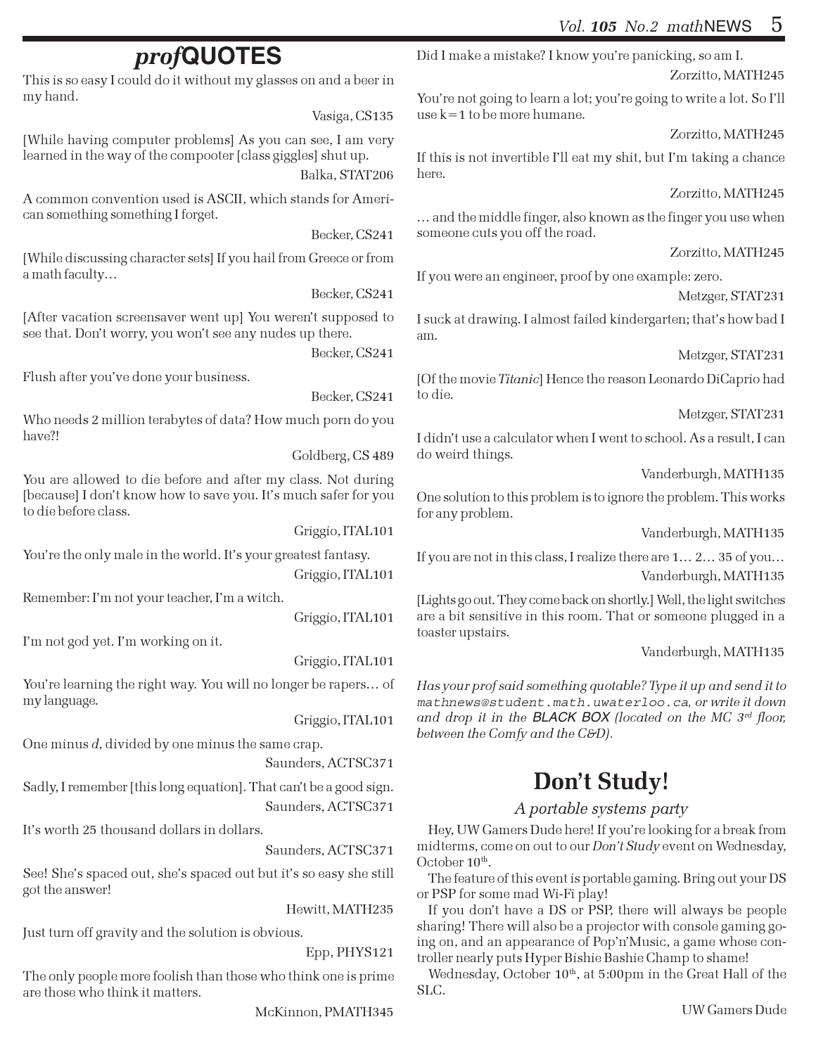# *prof*QUOTES

This is so easy I could do it without my glasses on and a beer in my hand.

Vasiga, CS135

[While having computer problems] As you can see, I am very learned in the way of the compooter [class giggles] shut up.

Balka, STAT206

A common convention used is ASCII, which stands for American something something I forget.

Becker, CS241

[While discussing character sets] If you hail from Greece or from a math faculty…

Becker, CS241

[After vacation screensaver went up] You weren't supposed to see that. Don't worry, you won't see any nudes up there.

Becker, CS241

Flush after you've done your business.

Becker, CS241

Who needs 2 million terabytes of data? How much porn do you have?!

Goldberg, CS 489

You are allowed to die before and after my class. Not during [because] I don't know how to save you. It's much safer for you to die before class.

Griggio, ITAL101

You're the only male in the world. It's your greatest fantasy.

Griggio, ITAL101

Remember: I'm not your teacher, I'm a witch.

Griggio, ITAL101

I'm not god yet. I'm working on it.

Griggio, ITAL101

You're learning the right way. You will no longer be rapers… of my language.

Griggio, ITAL101

One minus *d*, divided by one minus the same crap.

Saunders, ACTSC371

Sadly, I remember [this long equation]. That can't be a good sign.

Saunders, ACTSC371

It's worth 25 thousand dollars in dollars.

Saunders, ACTSC371

See! She's spaced out, she's spaced out but it's so easy she still got the answer!

Hewitt, MATH235

Just turn off gravity and the solution is obvious.

Epp, PHYS121

The only people more foolish than those who think one is prime are those who think it matters.

McKinnon, PMATH345

Did I make a mistake? I know you're panicking, so am I.

Zorzitto, MATH245

You're not going to learn a lot; you're going to write a lot. So I'll use k=1 to be more humane.

Zorzitto, MATH245

If this is not invertible I'll eat my shit, but I'm taking a chance here.

Zorzitto, MATH245

… and the middle finger, also known as the finger you use when someone cuts you off the road.

Zorzitto, MATH245

If you were an engineer, proof by one example: zero.

Metzger, STAT231

I suck at drawing. I almost failed kindergarten; that's how bad I am.

Metzger, STAT231

[Of the movie *Titanic*] Hence the reason Leonardo DiCaprio had to die.

Metzger, STAT231

I didn't use a calculator when I went to school. As a result, I can do weird things.

Vanderburgh, MATH135

One solution to this problem is to ignore the problem. This works for any problem.

Vanderburgh, MATH135

If you are not in this class, I realize there are 1… 2… 35 of you…

Vanderburgh, MATH135

[Lights go out. They come back on shortly.] Well, the light switches are a bit sensitive in this room. That or someone plugged in a toaster upstairs.

Vanderburgh, MATH135

*Has your prof said something quotable? Type it up and send it to `mathnews@student.math.uwaterloo.ca`, or write it down and drop it in the **BLACK BOX** (located on the MC 3rd floor, between the Comfy and the C&D).*

# Don't Study!

### *A portable systems party*

Hey, UW Gamers Dude here! If you're looking for a break from midterms, come on out to our *Don't Study* event on Wednesday, October 10th.

The feature of this event is portable gaming. Bring out your DS or PSP for some mad Wi-Fi play!

If you don't have a DS or PSP, there will always be people sharing! There will also be a projector with console gaming going on, and an appearance of Pop'n'Music, a game whose controller nearly puts Hyper Bishie Bashie Champ to shame!

Wednesday, October 10th, at 5:00pm in the Great Hall of the SLC.

UW Gamers Dude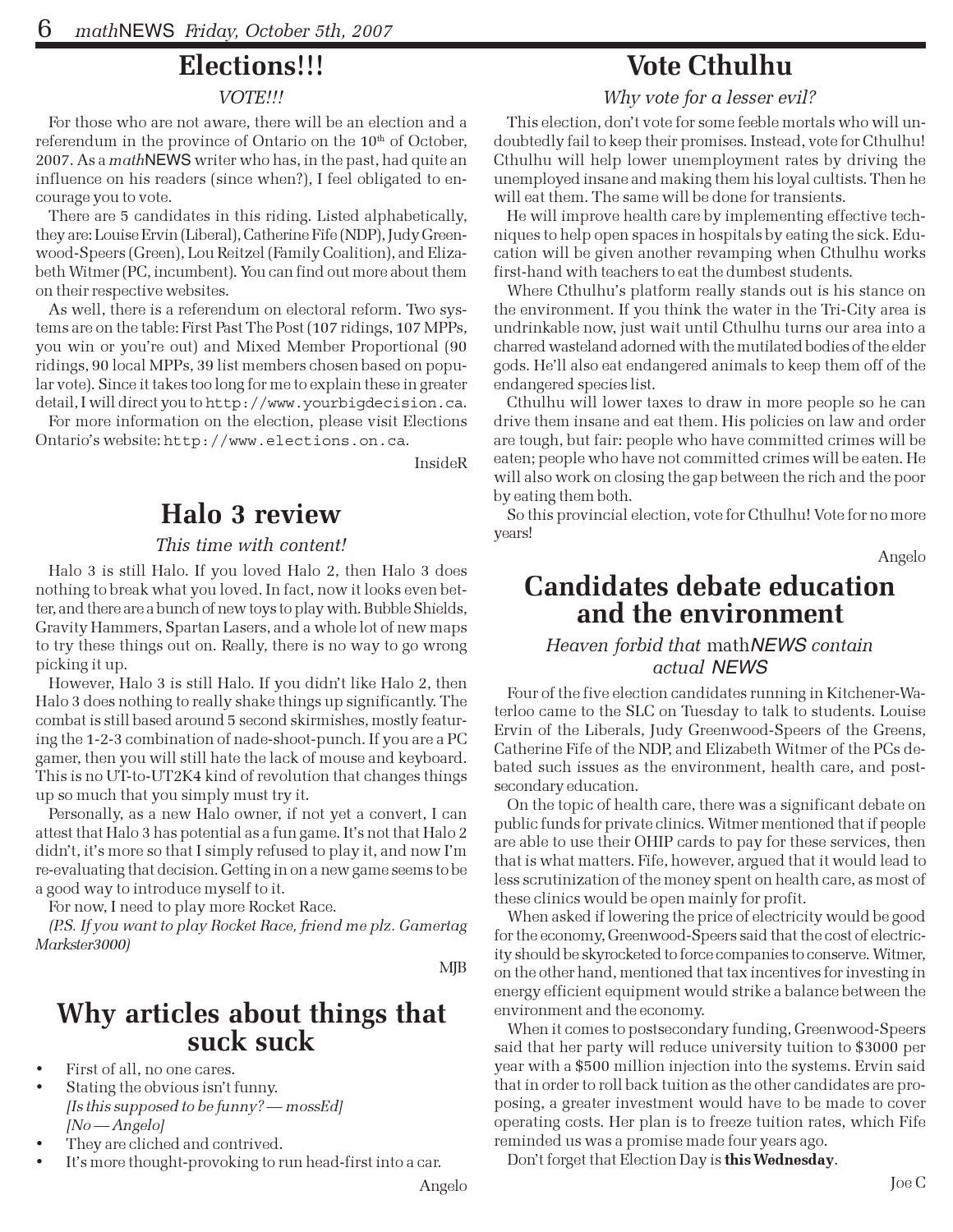## Elections!!!

*VOTE!!!*

For those who are not aware, there will be an election and a referendum in the province of Ontario on the 10th of October, 2007. As a *math*NEWS writer who has, in the past, had quite an influence on his readers (since when?), I feel obligated to encourage you to vote.

There are 5 candidates in this riding. Listed alphabetically, they are: Louise Ervin (Liberal), Catherine Fife (NDP), Judy Greenwood-Speers (Green), Lou Reitzel (Family Coalition), and Elizabeth Witmer (PC, incumbent). You can find out more about them on their respective websites.

As well, there is a referendum on electoral reform. Two systems are on the table: First Past The Post (107 ridings, 107 MPPs, you win or you're out) and Mixed Member Proportional (90 ridings, 90 local MPPs, 39 list members chosen based on popular vote). Since it takes too long for me to explain these in greater detail, I will direct you to `http://www.yourbigdecision.ca`.

For more information on the election, please visit Elections Ontario's website: `http://www.elections.on.ca`.

InsideR

## Halo 3 review

*This time with content!*

Halo 3 is still Halo. If you loved Halo 2, then Halo 3 does nothing to break what you loved. In fact, now it looks even better, and there are a bunch of new toys to play with. Bubble Shields, Gravity Hammers, Spartan Lasers, and a whole lot of new maps to try these things out on. Really, there is no way to go wrong picking it up.

However, Halo 3 is still Halo. If you didn't like Halo 2, then Halo 3 does nothing to really shake things up significantly. The combat is still based around 5 second skirmishes, mostly featuring the 1-2-3 combination of nade-shoot-punch. If you are a PC gamer, then you will still hate the lack of mouse and keyboard. This is no UT-to-UT2K4 kind of revolution that changes things up so much that you simply must try it.

Personally, as a new Halo owner, if not yet a convert, I can attest that Halo 3 has potential as a fun game. It's not that Halo 2 didn't, it's more so that I simply refused to play it, and now I'm re-evaluating that decision. Getting in on a new game seems to be a good way to introduce myself to it.

For now, I need to play more Rocket Race.

*(P.S. If you want to play Rocket Race, friend me plz. Gamertag Markster3000)*

MJB

## Why articles about things that suck suck

- First of all, no one cares.
- Stating the obvious isn't funny.
  *[Is this supposed to be funny? — mossEd]*
  *[No — Angelo]*
- They are cliched and contrived.
- It's more thought-provoking to run head-first into a car.

Angelo

## Vote Cthulhu

*Why vote for a lesser evil?*

This election, don't vote for some feeble mortals who will undoubtedly fail to keep their promises. Instead, vote for Cthulhu! Cthulhu will help lower unemployment rates by driving the unemployed insane and making them his loyal cultists. Then he will eat them. The same will be done for transients.

He will improve health care by implementing effective techniques to help open spaces in hospitals by eating the sick. Education will be given another revamping when Cthulhu works first-hand with teachers to eat the dumbest students.

Where Cthulhu's platform really stands out is his stance on the environment. If you think the water in the Tri-City area is undrinkable now, just wait until Cthulhu turns our area into a charred wasteland adorned with the mutilated bodies of the elder gods. He'll also eat endangered animals to keep them off of the endangered species list.

Cthulhu will lower taxes to draw in more people so he can drive them insane and eat them. His policies on law and order are tough, but fair: people who have committed crimes will be eaten; people who have not committed crimes will be eaten. He will also work on closing the gap between the rich and the poor by eating them both.

So this provincial election, vote for Cthulhu! Vote for no more years!

Angelo

## Candidates debate education and the environment

*Heaven forbid that* math*NEWS contain actual NEWS*

Four of the five election candidates running in Kitchener-Waterloo came to the SLC on Tuesday to talk to students. Louise Ervin of the Liberals, Judy Greenwood-Speers of the Greens, Catherine Fife of the NDP, and Elizabeth Witmer of the PCs debated such issues as the environment, health care, and post-secondary education.

On the topic of health care, there was a significant debate on public funds for private clinics. Witmer mentioned that if people are able to use their OHIP cards to pay for these services, then that is what matters. Fife, however, argued that it would lead to less scrutinization of the money spent on health care, as most of these clinics would be open mainly for profit.

When asked if lowering the price of electricity would be good for the economy, Greenwood-Speers said that the cost of electricity should be skyrocketed to force companies to conserve. Witmer, on the other hand, mentioned that tax incentives for investing in energy efficient equipment would strike a balance between the environment and the economy.

When it comes to postsecondary funding, Greenwood-Speers said that her party will reduce university tuition to $3000 per year with a $500 million injection into the systems. Ervin said that in order to roll back tuition as the other candidates are proposing, a greater investment would have to be made to cover operating costs. Her plan is to freeze tuition rates, which Fife reminded us was a promise made four years ago.

Don't forget that Election Day is **this Wednesday**.

Joe C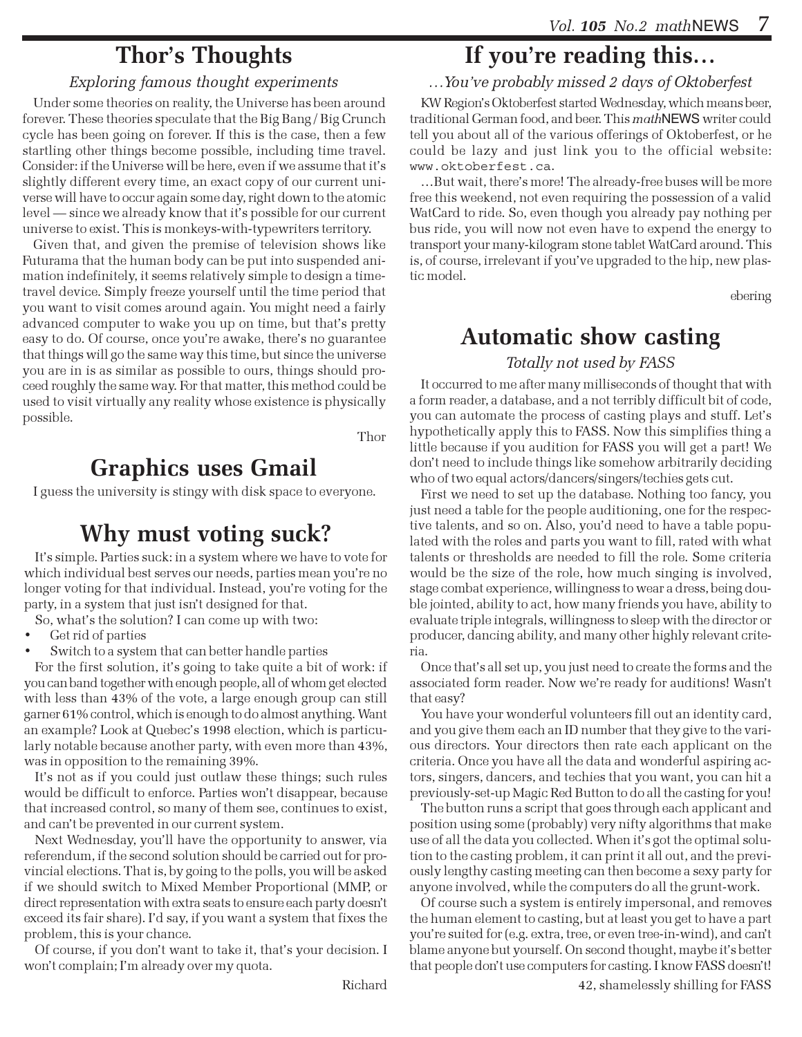## Thor's Thoughts

*Exploring famous thought experiments*

Under some theories on reality, the Universe has been around forever. These theories speculate that the Big Bang / Big Crunch cycle has been going on forever. If this is the case, then a few startling other things become possible, including time travel. Consider: if the Universe will be here, even if we assume that it's slightly different every time, an exact copy of our current universe will have to occur again some day, right down to the atomic level — since we already know that it's possible for our current universe to exist. This is monkeys-with-typewriters territory.

Given that, and given the premise of television shows like Futurama that the human body can be put into suspended animation indefinitely, it seems relatively simple to design a time-travel device. Simply freeze yourself until the time period that you want to visit comes around again. You might need a fairly advanced computer to wake you up on time, but that's pretty easy to do. Of course, once you're awake, there's no guarantee that things will go the same way this time, but since the universe you are in is as similar as possible to ours, things should proceed roughly the same way. For that matter, this method could be used to visit virtually any reality whose existence is physically possible.

Thor

## Graphics uses Gmail

I guess the university is stingy with disk space to everyone.

## Why must voting suck?

It's simple. Parties suck: in a system where we have to vote for which individual best serves our needs, parties mean you're no longer voting for that individual. Instead, you're voting for the party, in a system that just isn't designed for that.

So, what's the solution? I can come up with two:

- Get rid of parties
- Switch to a system that can better handle parties

For the first solution, it's going to take quite a bit of work: if you can band together with enough people, all of whom get elected with less than 43% of the vote, a large enough group can still garner 61% control, which is enough to do almost anything. Want an example? Look at Quebec's 1998 election, which is particularly notable because another party, with even more than 43%, was in opposition to the remaining 39%.

It's not as if you could just outlaw these things; such rules would be difficult to enforce. Parties won't disappear, because that increased control, so many of them see, continues to exist, and can't be prevented in our current system.

Next Wednesday, you'll have the opportunity to answer, via referendum, if the second solution should be carried out for provincial elections. That is, by going to the polls, you will be asked if we should switch to Mixed Member Proportional (MMP, or direct representation with extra seats to ensure each party doesn't exceed its fair share). I'd say, if you want a system that fixes the problem, this is your chance.

Of course, if you don't want to take it, that's your decision. I won't complain; I'm already over my quota.

Richard

## If you're reading this…

*…You've probably missed 2 days of Oktoberfest*

KW Region's Oktoberfest started Wednesday, which means beer, traditional German food, and beer. This *math*NEWS writer could tell you about all of the various offerings of Oktoberfest, or he could be lazy and just link you to the official website: `www.oktoberfest.ca`.

…But wait, there's more! The already-free buses will be more free this weekend, not even requiring the possession of a valid WatCard to ride. So, even though you already pay nothing per bus ride, you will now not even have to expend the energy to transport your many-kilogram stone tablet WatCard around. This is, of course, irrelevant if you've upgraded to the hip, new plastic model.

ebering

## Automatic show casting

*Totally not used by FASS*

It occurred to me after many milliseconds of thought that with a form reader, a database, and a not terribly difficult bit of code, you can automate the process of casting plays and stuff. Let's hypothetically apply this to FASS. Now this simplifies thing a little because if you audition for FASS you will get a part! We don't need to include things like somehow arbitrarily deciding who of two equal actors/dancers/singers/techies gets cut.

First we need to set up the database. Nothing too fancy, you just need a table for the people auditioning, one for the respective talents, and so on. Also, you'd need to have a table populated with the roles and parts you want to fill, rated with what talents or thresholds are needed to fill the role. Some criteria would be the size of the role, how much singing is involved, stage combat experience, willingness to wear a dress, being double jointed, ability to act, how many friends you have, ability to evaluate triple integrals, willingness to sleep with the director or producer, dancing ability, and many other highly relevant criteria.

Once that's all set up, you just need to create the forms and the associated form reader. Now we're ready for auditions! Wasn't that easy?

You have your wonderful volunteers fill out an identity card, and you give them each an ID number that they give to the various directors. Your directors then rate each applicant on the criteria. Once you have all the data and wonderful aspiring actors, singers, dancers, and techies that you want, you can hit a previously-set-up Magic Red Button to do all the casting for you!

The button runs a script that goes through each applicant and position using some (probably) very nifty algorithms that make use of all the data you collected. When it's got the optimal solution to the casting problem, it can print it all out, and the previously lengthy casting meeting can then become a sexy party for anyone involved, while the computers do all the grunt-work.

Of course such a system is entirely impersonal, and removes the human element to casting, but at least you get to have a part you're suited for (e.g. extra, tree, or even tree-in-wind), and can't blame anyone but yourself. On second thought, maybe it's better that people don't use computers for casting. I know FASS doesn't!

42, shamelessly shilling for FASS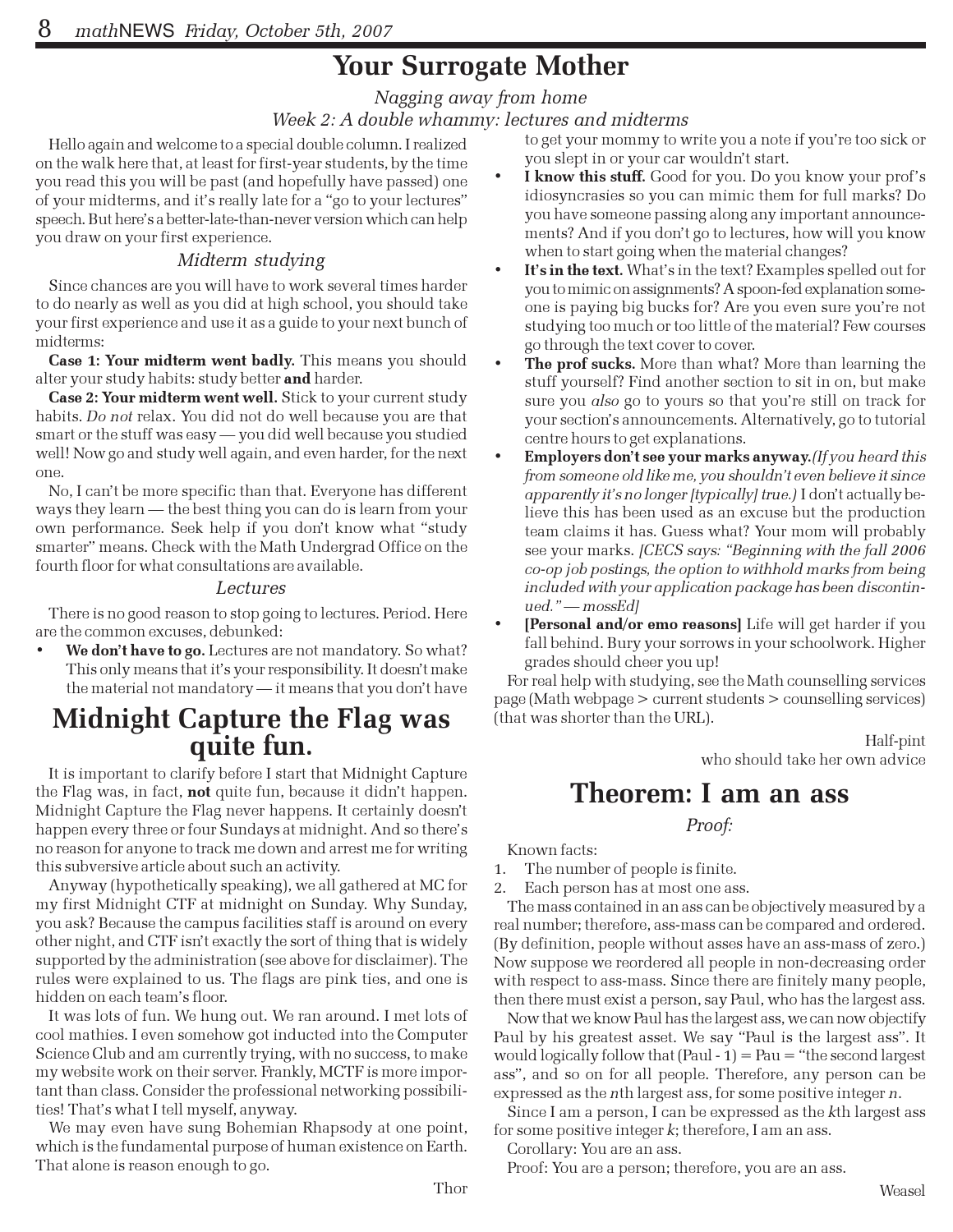# Your Surrogate Mother

*Nagging away from home*
*Week 2: A double whammy: lectures and midterms*

Hello again and welcome to a special double column. I realized on the walk here that, at least for first-year students, by the time you read this you will be past (and hopefully have passed) one of your midterms, and it's really late for a "go to your lectures" speech. But here's a better-late-than-never version which can help you draw on your first experience.

### *Midterm studying*

Since chances are you will have to work several times harder to do nearly as well as you did at high school, you should take your first experience and use it as a guide to your next bunch of midterms:

**Case 1: Your midterm went badly.** This means you should alter your study habits: study better **and** harder.

**Case 2: Your midterm went well.** Stick to your current study habits. *Do not* relax. You did not do well because you are that smart or the stuff was easy — you did well because you studied well! Now go and study well again, and even harder, for the next one.

No, I can't be more specific than that. Everyone has different ways they learn — the best thing you can do is learn from your own performance. Seek help if you don't know what "study smarter" means. Check with the Math Undergrad Office on the fourth floor for what consultations are available.

### *Lectures*

There is no good reason to stop going to lectures. Period. Here are the common excuses, debunked:

- **We don't have to go.** Lectures are not mandatory. So what? This only means that it's your responsibility. It doesn't make the material not mandatory — it means that you don't have to get your mommy to write you a note if you're too sick or you slept in or your car wouldn't start.
- **I know this stuff.** Good for you. Do you know your prof's idiosyncrasies so you can mimic them for full marks? Do you have someone passing along any important announcements? And if you don't go to lectures, how will you know when to start going when the material changes?
- **It's in the text.** What's in the text? Examples spelled out for you to mimic on assignments? A spoon-fed explanation someone is paying big bucks for? Are you even sure you're not studying too much or too little of the material? Few courses go through the text cover to cover.
- **The prof sucks.** More than what? More than learning the stuff yourself? Find another section to sit in on, but make sure you *also* go to yours so that you're still on track for your section's announcements. Alternatively, go to tutorial centre hours to get explanations.
- **Employers don't see your marks anyway.** *(If you heard this from someone old like me, you shouldn't even believe it since apparently it's no longer [typically] true.)* I don't actually believe this has been used as an excuse but the production team claims it has. Guess what? Your mom will probably see your marks. *[CECS says: "Beginning with the fall 2006 co-op job postings, the option to withhold marks from being included with your application package has been discontinued." — mossEd]*
- **[Personal and/or emo reasons]** Life will get harder if you fall behind. Bury your sorrows in your schoolwork. Higher grades should cheer you up!

For real help with studying, see the Math counselling services page (Math webpage > current students > counselling services) (that was shorter than the URL).

Half-pint
who should take her own advice

# Midnight Capture the Flag was quite fun.

It is important to clarify before I start that Midnight Capture the Flag was, in fact, **not** quite fun, because it didn't happen. Midnight Capture the Flag never happens. It certainly doesn't happen every three or four Sundays at midnight. And so there's no reason for anyone to track me down and arrest me for writing this subversive article about such an activity.

Anyway (hypothetically speaking), we all gathered at MC for my first Midnight CTF at midnight on Sunday. Why Sunday, you ask? Because the campus facilities staff is around on every other night, and CTF isn't exactly the sort of thing that is widely supported by the administration (see above for disclaimer). The rules were explained to us. The flags are pink ties, and one is hidden on each team's floor.

It was lots of fun. We hung out. We ran around. I met lots of cool mathies. I even somehow got inducted into the Computer Science Club and am currently trying, with no success, to make my website work on their server. Frankly, MCTF is more important than class. Consider the professional networking possibilities! That's what I tell myself, anyway.

We may even have sung Bohemian Rhapsody at one point, which is the fundamental purpose of human existence on Earth. That alone is reason enough to go.

Thor

# Theorem: I am an ass

*Proof:*

Known facts:

1. The number of people is finite.
2. Each person has at most one ass.

The mass contained in an ass can be objectively measured by a real number; therefore, ass-mass can be compared and ordered. (By definition, people without asses have an ass-mass of zero.) Now suppose we reordered all people in non-decreasing order with respect to ass-mass. Since there are finitely many people, then there must exist a person, say Paul, who has the largest ass.

Now that we know Paul has the largest ass, we can now objectify Paul by his greatest asset. We say "Paul is the largest ass". It would logically follow that (Paul - 1) = Pau = "the second largest ass", and so on for all people. Therefore, any person can be expressed as the $n$th largest ass, for some positive integer $n$.

Since I am a person, I can be expressed as the $k$th largest ass for some positive integer $k$; therefore, I am an ass.

Corollary: You are an ass.

Proof: You are a person; therefore, you are an ass.

Weasel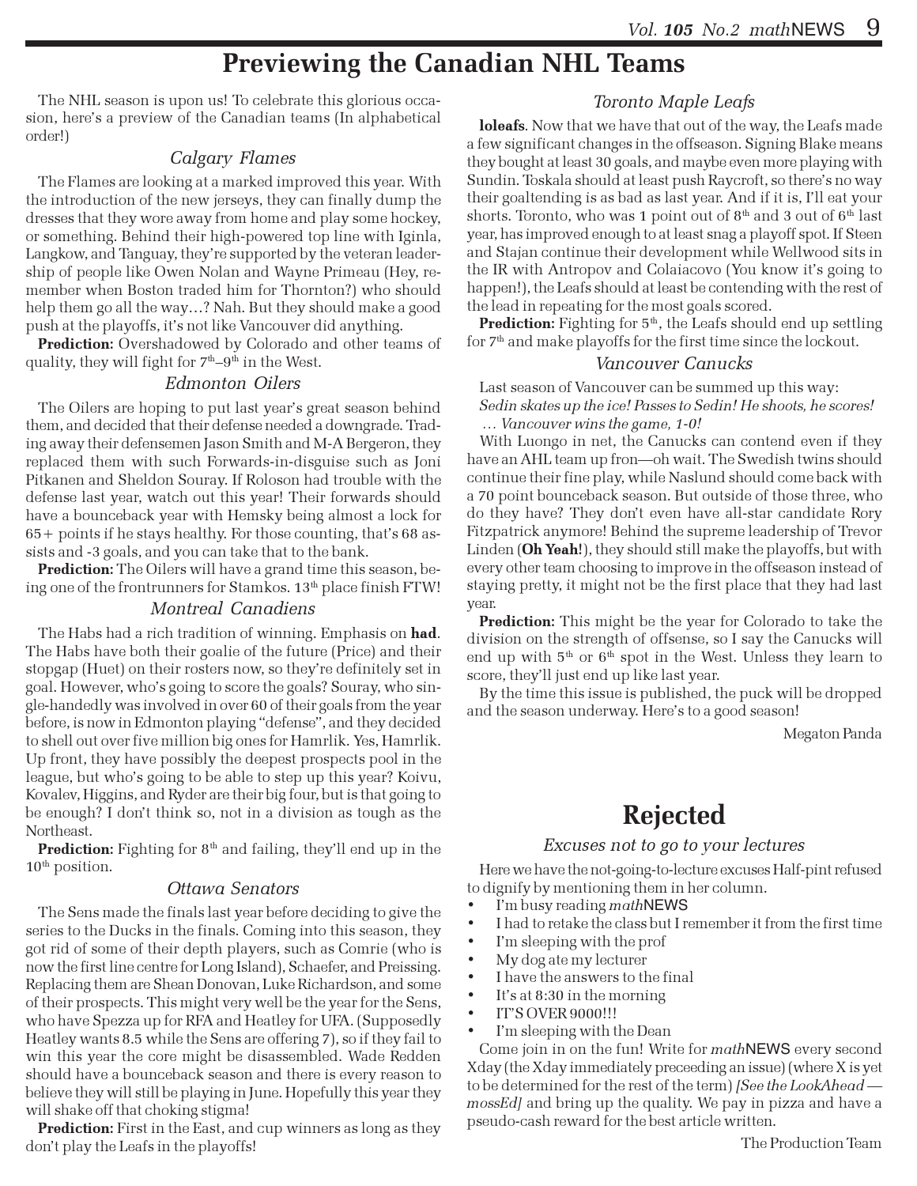# Previewing the Canadian NHL Teams

The NHL season is upon us! To celebrate this glorious occasion, here's a preview of the Canadian teams (In alphabetical order!)

### *Calgary Flames*

The Flames are looking at a marked improved this year. With the introduction of the new jerseys, they can finally dump the dresses that they wore away from home and play some hockey, or something. Behind their high-powered top line with Iginla, Langkow, and Tanguay, they're supported by the veteran leadership of people like Owen Nolan and Wayne Primeau (Hey, remember when Boston traded him for Thornton?) who should help them go all the way…? Nah. But they should make a good push at the playoffs, it's not like Vancouver did anything.

**Prediction:** Overshadowed by Colorado and other teams of quality, they will fight for 7th–9th in the West.

### *Edmonton Oilers*

The Oilers are hoping to put last year's great season behind them, and decided that their defense needed a downgrade. Trading away their defensemen Jason Smith and M-A Bergeron, they replaced them with such Forwards-in-disguise such as Joni Pitkanen and Sheldon Souray. If Roloson had trouble with the defense last year, watch out this year! Their forwards should have a bounceback year with Hemsky being almost a lock for 65+ points if he stays healthy. For those counting, that's 68 assists and -3 goals, and you can take that to the bank.

**Prediction:** The Oilers will have a grand time this season, being one of the frontrunners for Stamkos. 13th place finish FTW!

### *Montreal Canadiens*

The Habs had a rich tradition of winning. Emphasis on **had**. The Habs have both their goalie of the future (Price) and their stopgap (Huet) on their rosters now, so they're definitely set in goal. However, who's going to score the goals? Souray, who single-handedly was involved in over 60 of their goals from the year before, is now in Edmonton playing "defense", and they decided to shell out over five million big ones for Hamrlik. Yes, Hamrlik. Up front, they have possibly the deepest prospects pool in the league, but who's going to be able to step up this year? Koivu, Kovalev, Higgins, and Ryder are their big four, but is that going to be enough? I don't think so, not in a division as tough as the Northeast.

**Prediction:** Fighting for 8th and failing, they'll end up in the 10th position.

### *Ottawa Senators*

The Sens made the finals last year before deciding to give the series to the Ducks in the finals. Coming into this season, they got rid of some of their depth players, such as Comrie (who is now the first line centre for Long Island), Schaefer, and Preissing. Replacing them are Shean Donovan, Luke Richardson, and some of their prospects. This might very well be the year for the Sens, who have Spezza up for RFA and Heatley for UFA. (Supposedly Heatley wants 8.5 while the Sens are offering 7), so if they fail to win this year the core might be disassembled. Wade Redden should have a bounceback season and there is every reason to believe they will still be playing in June. Hopefully this year they will shake off that choking stigma!

**Prediction:** First in the East, and cup winners as long as they don't play the Leafs in the playoffs!

### *Toronto Maple Leafs*

**loleafs**. Now that we have that out of the way, the Leafs made a few significant changes in the offseason. Signing Blake means they bought at least 30 goals, and maybe even more playing with Sundin. Toskala should at least push Raycroft, so there's no way their goaltending is as bad as last year. And if it is, I'll eat your shorts. Toronto, who was 1 point out of 8th and 3 out of 6th last year, has improved enough to at least snag a playoff spot. If Steen and Stajan continue their development while Wellwood sits in the IR with Antropov and Colaiacovo (You know it's going to happen!), the Leafs should at least be contending with the rest of the lead in repeating for the most goals scored.

**Prediction:** Fighting for 5th, the Leafs should end up settling for 7th and make playoffs for the first time since the lockout.

### *Vancouver Canucks*

Last season of Vancouver can be summed up this way:

*Sedin skates up the ice! Passes to Sedin! He shoots, he scores! … Vancouver wins the game, 1-0!*

With Luongo in net, the Canucks can contend even if they have an AHL team up fron—oh wait. The Swedish twins should continue their fine play, while Naslund should come back with a 70 point bounceback season. But outside of those three, who do they have? They don't even have all-star candidate Rory Fitzpatrick anymore! Behind the supreme leadership of Trevor Linden (**Oh Yeah!**), they should still make the playoffs, but with every other team choosing to improve in the offseason instead of staying pretty, it might not be the first place that they had last year.

**Prediction:** This might be the year for Colorado to take the division on the strength of offsense, so I say the Canucks will end up with 5th or 6th spot in the West. Unless they learn to score, they'll just end up like last year.

By the time this issue is published, the puck will be dropped and the season underway. Here's to a good season!

Megaton Panda

# Rejected

### *Excuses not to go to your lectures*

Here we have the not-going-to-lecture excuses Half-pint refused to dignify by mentioning them in her column.

- I'm busy reading *math*NEWS
- I had to retake the class but I remember it from the first time
- I'm sleeping with the prof
- My dog ate my lecturer
- I have the answers to the final
- It's at 8:30 in the morning
- IT'S OVER 9000!!!
- I'm sleeping with the Dean

Come join in on the fun! Write for *math*NEWS every second Xday (the Xday immediately preceeding an issue) (where X is yet to be determined for the rest of the term) *[See the LookAhead —mossEd]* and bring up the quality. We pay in pizza and have a pseudo-cash reward for the best article written.

The Production Team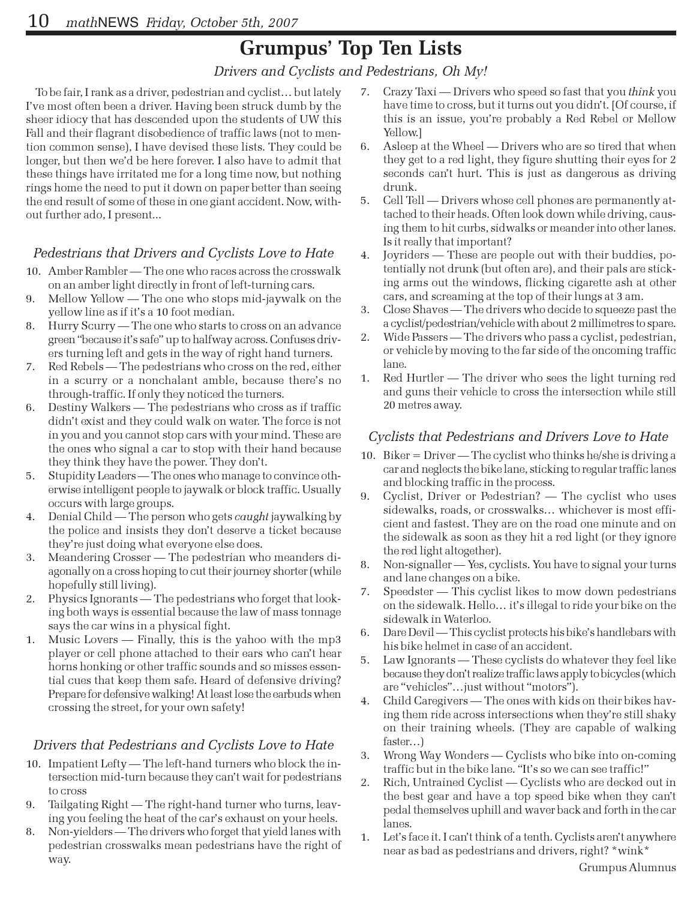# Grumpus' Top Ten Lists

*Drivers and Cyclists and Pedestrians, Oh My!*

To be fair, I rank as a driver, pedestrian and cyclist… but lately I've most often been a driver. Having been struck dumb by the sheer idiocy that has descended upon the students of UW this Fall and their flagrant disobedience of traffic laws (not to mention common sense), I have devised these lists. They could be longer, but then we'd be here forever. I also have to admit that these things have irritated me for a long time now, but nothing rings home the need to put it down on paper better than seeing the end result of some of these in one giant accident. Now, without further ado, I present...

### *Pedestrians that Drivers and Cyclists Love to Hate*

10. Amber Rambler — The one who races across the crosswalk on an amber light directly in front of left-turning cars.
9. Mellow Yellow — The one who stops mid-jaywalk on the yellow line as if it's a 10 foot median.
8. Hurry Scurry — The one who starts to cross on an advance green "because it's safe" up to halfway across. Confuses drivers turning left and gets in the way of right hand turners.
7. Red Rebels — The pedestrians who cross on the red, either in a scurry or a nonchalant amble, because there's no through-traffic. If only they noticed the turners.
6. Destiny Walkers — The pedestrians who cross as if traffic didn't exist and they could walk on water. The force is not in you and you cannot stop cars with your mind. These are the ones who signal a car to stop with their hand because they think they have the power. They don't.
5. Stupidity Leaders — The ones who manage to convince otherwise intelligent people to jaywalk or block traffic. Usually occurs with large groups.
4. Denial Child — The person who gets *caught* jaywalking by the police and insists they don't deserve a ticket because they're just doing what everyone else does.
3. Meandering Crosser — The pedestrian who meanders diagonally on a cross hoping to cut their journey shorter (while hopefully still living).
2. Physics Ignorants — The pedestrians who forget that looking both ways is essential because the law of mass tonnage says the car wins in a physical fight.
1. Music Lovers — Finally, this is the yahoo with the mp3 player or cell phone attached to their ears who can't hear horns honking or other traffic sounds and so misses essential cues that keep them safe. Heard of defensive driving? Prepare for defensive walking! At least lose the earbuds when crossing the street, for your own safety!

### *Drivers that Pedestrians and Cyclists Love to Hate*

10. Impatient Lefty — The left-hand turners who block the intersection mid-turn because they can't wait for pedestrians to cross
9. Tailgating Right — The right-hand turner who turns, leaving you feeling the heat of the car's exhaust on your heels.
8. Non-yielders — The drivers who forget that yield lanes with pedestrian crosswalks mean pedestrians have the right of way.
7. Crazy Taxi — Drivers who speed so fast that you *think* you have time to cross, but it turns out you didn't. [Of course, if this is an issue, you're probably a Red Rebel or Mellow Yellow.]
6. Asleep at the Wheel — Drivers who are so tired that when they get to a red light, they figure shutting their eyes for 2 seconds can't hurt. This is just as dangerous as driving drunk.
5. Cell Tell — Drivers whose cell phones are permanently attached to their heads. Often look down while driving, causing them to hit curbs, sidwalks or meander into other lanes. Is it really that important?
4. Joyriders — These are people out with their buddies, potentially not drunk (but often are), and their pals are sticking arms out the windows, flicking cigarette ash at other cars, and screaming at the top of their lungs at 3 am.
3. Close Shaves — The drivers who decide to squeeze past the a cyclist/pedestrian/vehicle with about 2 millimetres to spare.
2. Wide Passers — The drivers who pass a cyclist, pedestrian, or vehicle by moving to the far side of the oncoming traffic lane.
1. Red Hurtler — The driver who sees the light turning red and guns their vehicle to cross the intersection while still 20 metres away.

### *Cyclists that Pedestrians and Drivers Love to Hate*

10. Biker = Driver — The cyclist who thinks he/she is driving a car and neglects the bike lane, sticking to regular traffic lanes and blocking traffic in the process.
9. Cyclist, Driver or Pedestrian? — The cyclist who uses sidewalks, roads, or crosswalks… whichever is most efficient and fastest. They are on the road one minute and on the sidewalk as soon as they hit a red light (or they ignore the red light altogether).
8. Non-signaller — Yes, cyclists. You have to signal your turns and lane changes on a bike.
7. Speedster — This cyclist likes to mow down pedestrians on the sidewalk. Hello… it's illegal to ride your bike on the sidewalk in Waterloo.
6. Dare Devil — This cyclist protects his bike's handlebars with his bike helmet in case of an accident.
5. Law Ignorants — These cyclists do whatever they feel like because they don't realize traffic laws apply to bicycles (which are "vehicles"…just without "motors").
4. Child Caregivers — The ones with kids on their bikes having them ride across intersections when they're still shaky on their training wheels. (They are capable of walking faster…)
3. Wrong Way Wonders — Cyclists who bike into on-coming traffic but in the bike lane. "It's so we can see traffic!"
2. Rich, Untrained Cyclist — Cyclists who are decked out in the best gear and have a top speed bike when they can't pedal themselves uphill and waver back and forth in the car lanes.
1. Let's face it. I can't think of a tenth. Cyclists aren't anywhere near as bad as pedestrians and drivers, right? *wink*

Grumpus Alumnus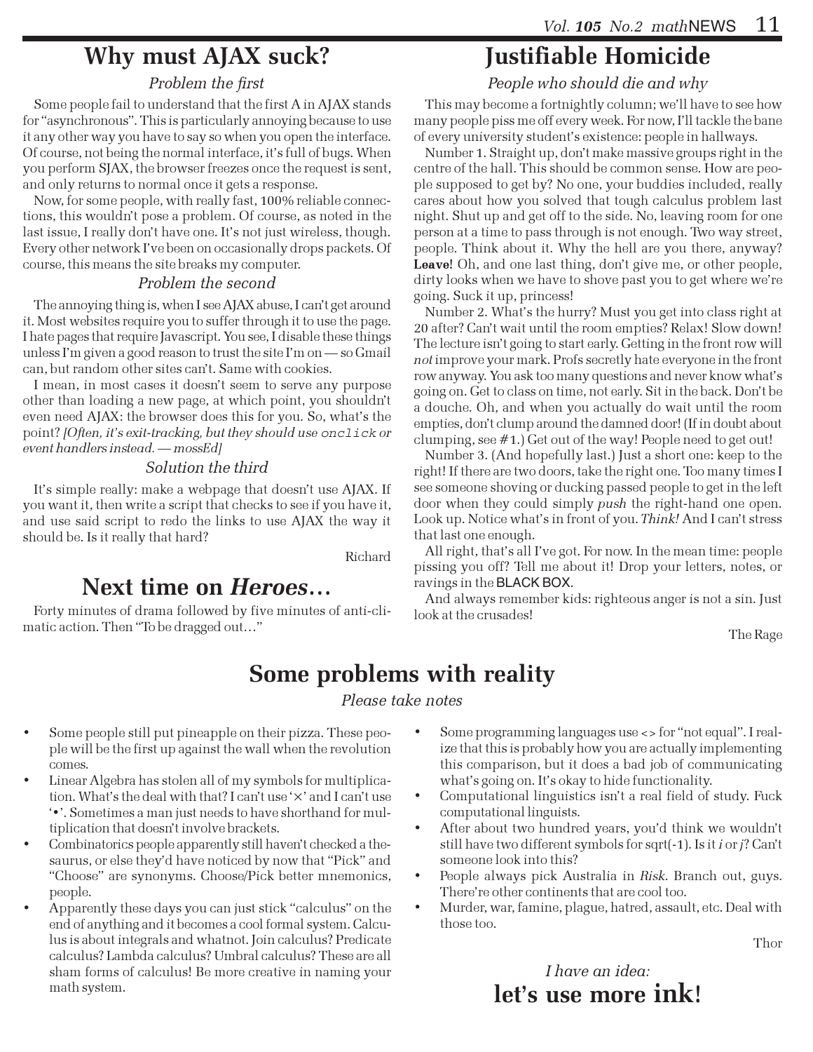# Why must AJAX suck?

### *Problem the first*

Some people fail to understand that the first A in AJAX stands for "asynchronous". This is particularly annoying because to use it any other way you have to say so when you open the interface. Of course, not being the normal interface, it's full of bugs. When you perform SJAX, the browser freezes once the request is sent, and only returns to normal once it gets a response.

Now, for some people, with really fast, 100% reliable connections, this wouldn't pose a problem. Of course, as noted in the last issue, I really don't have one. It's not just wireless, though. Every other network I've been on occasionally drops packets. Of course, this means the site breaks my computer.

### *Problem the second*

The annoying thing is, when I see AJAX abuse, I can't get around it. Most websites require you to suffer through it to use the page. I hate pages that require Javascript. You see, I disable these things unless I'm given a good reason to trust the site I'm on — so Gmail can, but random other sites can't. Same with cookies.

I mean, in most cases it doesn't seem to serve any purpose other than loading a new page, at which point, you shouldn't even need AJAX: the browser does this for you. So, what's the point? *[Often, it's exit-tracking, but they should use `onclick` or event handlers instead. — mossEd]*

### *Solution the third*

It's simple really: make a webpage that doesn't use AJAX. If you want it, then write a script that checks to see if you have it, and use said script to redo the links to use AJAX the way it should be. Is it really that hard?

Richard

# Next time on *Heroes*…

Forty minutes of drama followed by five minutes of anti-climatic action. Then "To be dragged out…"

# Justifiable Homicide

### *People who should die and why*

This may become a fortnightly column; we'll have to see how many people piss me off every week. For now, I'll tackle the bane of every university student's existence: people in hallways.

Number 1. Straight up, don't make massive groups right in the centre of the hall. This should be common sense. How are people supposed to get by? No one, your buddies included, really cares about how you solved that tough calculus problem last night. Shut up and get off to the side. No, leaving room for one person at a time to pass through is not enough. Two way street, people. Think about it. Why the hell are you there, anyway? **Leave!** Oh, and one last thing, don't give me, or other people, dirty looks when we have to shove past you to get where we're going. Suck it up, princess!

Number 2. What's the hurry? Must you get into class right at 20 after? Can't wait until the room empties? Relax! Slow down! The lecture isn't going to start early. Getting in the front row will *not* improve your mark. Profs secretly hate everyone in the front row anyway. You ask too many questions and never know what's going on. Get to class on time, not early. Sit in the back. Don't be a douche. Oh, and when you actually do wait until the room empties, don't clump around the damned door! (If in doubt about clumping, see #1.) Get out of the way! People need to get out!

Number 3. (And hopefully last.) Just a short one: keep to the right! If there are two doors, take the right one. Too many times I see someone shoving or ducking passed people to get in the left door when they could simply *push* the right-hand one open. Look up. Notice what's in front of you. *Think!* And I can't stress that last one enough.

All right, that's all I've got. For now. In the mean time: people pissing you off? Tell me about it! Drop your letters, notes, or ravings in the BLACK BOX.

And always remember kids: righteous anger is not a sin. Just look at the crusades!

The Rage

# Some problems with reality

### *Please take notes*

- Some people still put pineapple on their pizza. These people will be the first up against the wall when the revolution comes.
- Linear Algebra has stolen all of my symbols for multiplication. What's the deal with that? I can't use '×' and I can't use '•'. Sometimes a man just needs to have shorthand for multiplication that doesn't involve brackets.
- Combinatorics people apparently still haven't checked a thesaurus, or else they'd have noticed by now that "Pick" and "Choose" are synonyms. Choose/Pick better mnemonics, people.
- Apparently these days you can just stick "calculus" on the end of anything and it becomes a cool formal system. Calculus is about integrals and whatnot. Join calculus? Predicate calculus? Lambda calculus? Umbral calculus? These are all sham forms of calculus! Be more creative in naming your math system.
- Some programming languages use <> for "not equal". I realize that this is probably how you are actually implementing this comparison, but it does a bad job of communicating what's going on. It's okay to hide functionality.
- Computational linguistics isn't a real field of study. Fuck computational linguists.
- After about two hundred years, you'd think we wouldn't still have two different symbols for sqrt(-1). Is it *i* or *j*? Can't someone look into this?
- People always pick Australia in *Risk*. Branch out, guys. There're other continents that are cool too.
- Murder, war, famine, plague, hatred, assault, etc. Deal with those too.

Thor

*I have an idea:*

**let's use more ink!**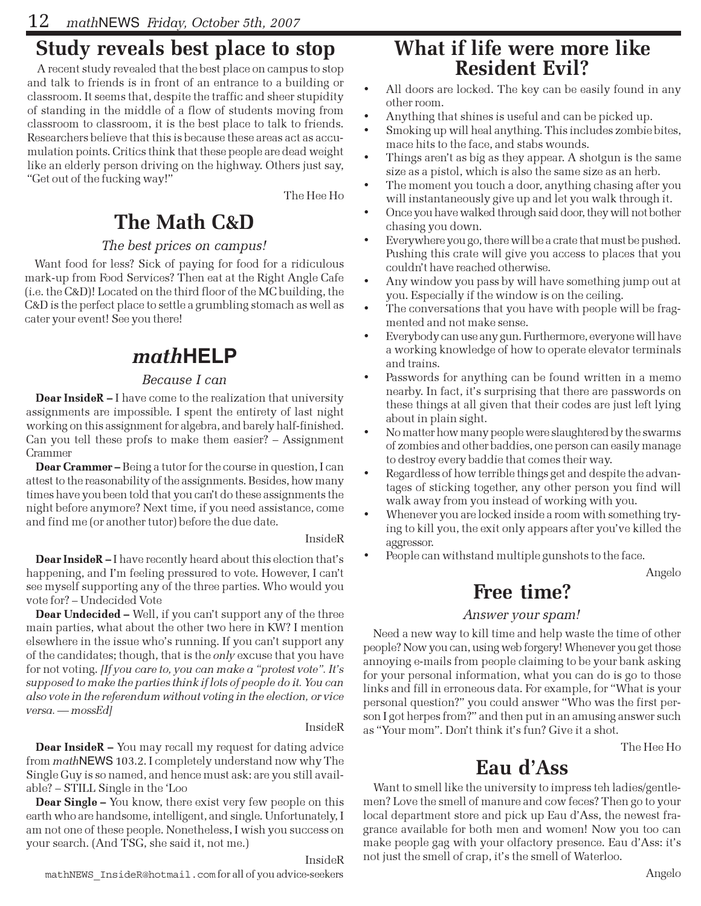## Study reveals best place to stop

A recent study revealed that the best place on campus to stop and talk to friends is in front of an entrance to a building or classroom. It seems that, despite the traffic and sheer stupidity of standing in the middle of a flow of students moving from classroom to classroom, it is the best place to talk to friends. Researchers believe that this is because these areas act as accumulation points. Critics think that these people are dead weight like an elderly person driving on the highway. Others just say, "Get out of the fucking way!"

The Hee Ho

## The Math C&D

*The best prices on campus!*

Want food for less? Sick of paying for food for a ridiculous mark-up from Food Services? Then eat at the Right Angle Cafe (i.e. the C&D)! Located on the third floor of the MC building, the C&D is the perfect place to settle a grumbling stomach as well as cater your event! See you there!

## *math*HELP

*Because I can*

**Dear InsideR –** I have come to the realization that university assignments are impossible. I spent the entirety of last night working on this assignment for algebra, and barely half-finished. Can you tell these profs to make them easier? – Assignment Crammer

**Dear Crammer –** Being a tutor for the course in question, I can attest to the reasonability of the assignments. Besides, how many times have you been told that you can't do these assignments the night before anymore? Next time, if you need assistance, come and find me (or another tutor) before the due date.

InsideR

**Dear InsideR –** I have recently heard about this election that's happening, and I'm feeling pressured to vote. However, I can't see myself supporting any of the three parties. Who would you vote for? – Undecided Vote

**Dear Undecided –** Well, if you can't support any of the three main parties, what about the other two here in KW? I mention elsewhere in the issue who's running. If you can't support any of the candidates; though, that is the *only* excuse that you have for not voting. *[If you care to, you can make a "protest vote". It's supposed to make the parties think if lots of people do it. You can also vote in the referendum without voting in the election, or vice versa. — mossEd]*

InsideR

**Dear InsideR –** You may recall my request for dating advice from *math*NEWS 103.2. I completely understand now why The Single Guy is so named, and hence must ask: are you still available? – STILL Single in the 'Loo

**Dear Single –** You know, there exist very few people on this earth who are handsome, intelligent, and single. Unfortunately, I am not one of these people. Nonetheless, I wish you success on your search. (And TSG, she said it, not me.)

InsideR

mathNEWS_InsideR@hotmail.com for all of you advice-seekers

## What if life were more like Resident Evil?

- All doors are locked. The key can be easily found in any other room.
- Anything that shines is useful and can be picked up.
- Smoking up will heal anything. This includes zombie bites, mace hits to the face, and stabs wounds.
- Things aren't as big as they appear. A shotgun is the same size as a pistol, which is also the same size as an herb.
- The moment you touch a door, anything chasing after you will instantaneously give up and let you walk through it.
- Once you have walked through said door, they will not bother chasing you down.
- Everywhere you go, there will be a crate that must be pushed. Pushing this crate will give you access to places that you couldn't have reached otherwise.
- Any window you pass by will have something jump out at you. Especially if the window is on the ceiling.
- The conversations that you have with people will be fragmented and not make sense.
- Everybody can use any gun. Furthermore, everyone will have a working knowledge of how to operate elevator terminals and trains.
- Passwords for anything can be found written in a memo nearby. In fact, it's surprising that there are passwords on these things at all given that their codes are just left lying about in plain sight.
- No matter how many people were slaughtered by the swarms of zombies and other baddies, one person can easily manage to destroy every baddie that comes their way.
- Regardless of how terrible things get and despite the advantages of sticking together, any other person you find will walk away from you instead of working with you.
- Whenever you are locked inside a room with something trying to kill you, the exit only appears after you've killed the aggressor.
- People can withstand multiple gunshots to the face.

Angelo

## Free time?

*Answer your spam!*

Need a new way to kill time and help waste the time of other people? Now you can, using web forgery! Whenever you get those annoying e-mails from people claiming to be your bank asking for your personal information, what you can do is go to those links and fill in erroneous data. For example, for "What is your personal question?" you could answer "Who was the first person I got herpes from?" and then put in an amusing answer such as "Your mom". Don't think it's fun? Give it a shot.

The Hee Ho

## Eau d'Ass

Want to smell like the university to impress teh ladies/gentlemen? Love the smell of manure and cow feces? Then go to your local department store and pick up Eau d'Ass, the newest fragrance available for both men and women! Now you too can make people gag with your olfactory presence. Eau d'Ass: it's not just the smell of crap, it's the smell of Waterloo.

Angelo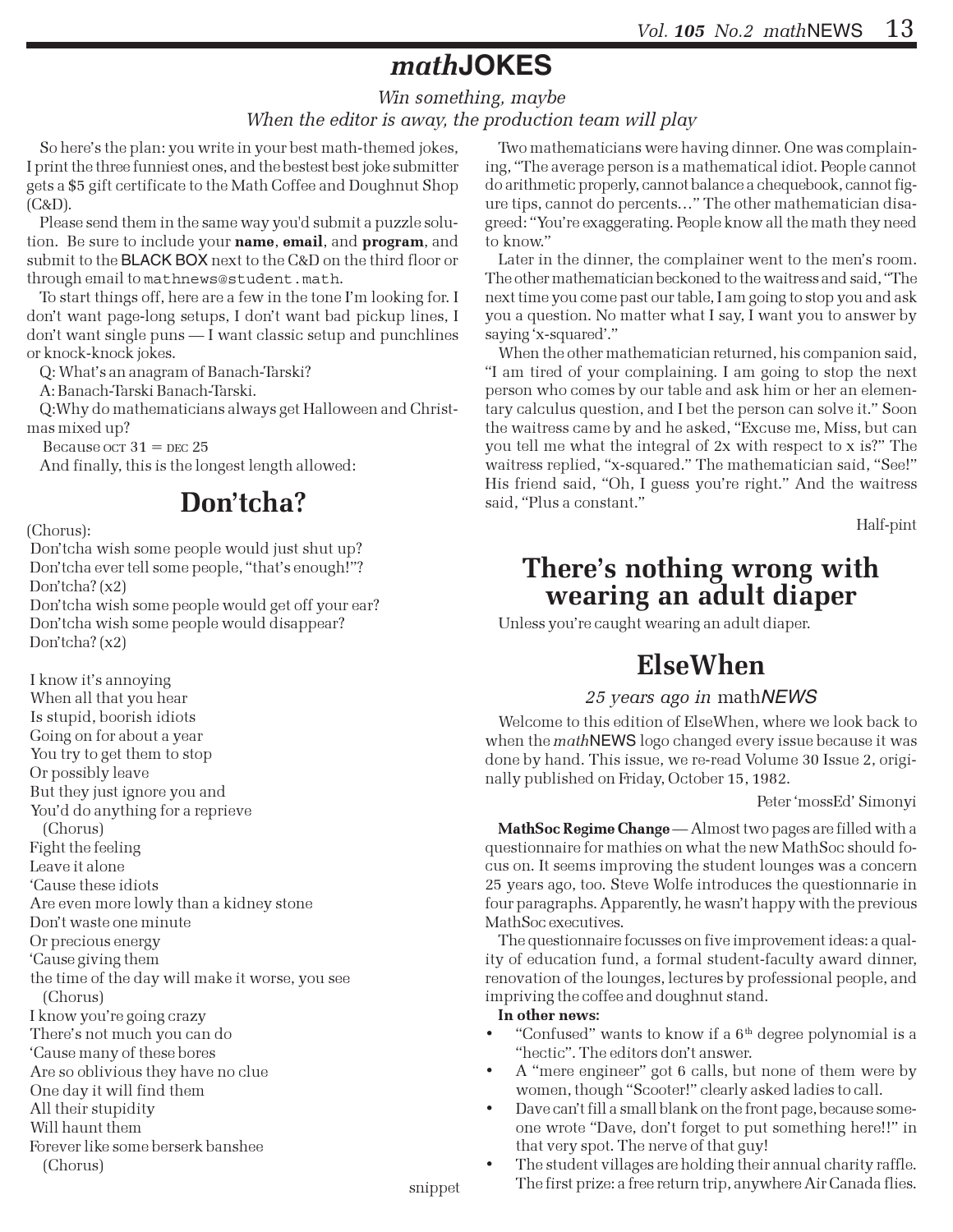# *math*JOKES

*Win something, maybe*
*When the editor is away, the production team will play*

So here's the plan: you write in your best math-themed jokes, I print the three funniest ones, and the bestest best joke submitter gets a $5 gift certificate to the Math Coffee and Doughnut Shop (C&D).

Please send them in the same way you'd submit a puzzle solution. Be sure to include your **name**, **email**, and **program**, and submit to the BLACK BOX next to the C&D on the third floor or through email to mathnews@student.math.

To start things off, here are a few in the tone I'm looking for. I don't want page-long setups, I don't want bad pickup lines, I don't want single puns — I want classic setup and punchlines or knock-knock jokes.

Q: What's an anagram of Banach-Tarski?

A: Banach-Tarski Banach-Tarski.

Q:Why do mathematicians always get Halloween and Christmas mixed up?

Because OCT 31 = DEC 25

And finally, this is the longest length allowed:

## Don'tcha?

(Chorus):
Don'tcha wish some people would just shut up?
Don'tcha ever tell some people, "that's enough!"?
Don'tcha? (x2)
Don'tcha wish some people would get off your ear?
Don'tcha wish some people would disappear?
Don'tcha? (x2)

I know it's annoying
When all that you hear
Is stupid, boorish idiots
Going on for about a year
You try to get them to stop
Or possibly leave
But they just ignore you and
You'd do anything for a reprieve
(Chorus)
Fight the feeling
Leave it alone
'Cause these idiots
Are even more lowly than a kidney stone
Don't waste one minute
Or precious energy
'Cause giving them
the time of the day will make it worse, you see
(Chorus)
I know you're going crazy
There's not much you can do
'Cause many of these bores
Are so oblivious they have no clue
One day it will find them
All their stupidity
Will haunt them
Forever like some berserk banshee
(Chorus)

snippet

Two mathematicians were having dinner. One was complaining, "The average person is a mathematical idiot. People cannot do arithmetic properly, cannot balance a chequebook, cannot figure tips, cannot do percents…" The other mathematician disagreed: "You're exaggerating. People know all the math they need to know."

Later in the dinner, the complainer went to the men's room. The other mathematician beckoned to the waitress and said, "The next time you come past our table, I am going to stop you and ask you a question. No matter what I say, I want you to answer by saying 'x-squared'."

When the other mathematician returned, his companion said, "I am tired of your complaining. I am going to stop the next person who comes by our table and ask him or her an elementary calculus question, and I bet the person can solve it." Soon the waitress came by and he asked, "Excuse me, Miss, but can you tell me what the integral of 2x with respect to x is?" The waitress replied, "x-squared." The mathematician said, "See!" His friend said, "Oh, I guess you're right." And the waitress said, "Plus a constant."

Half-pint

## There's nothing wrong with wearing an adult diaper

Unless you're caught wearing an adult diaper.

## ElseWhen

*25 years ago in* math*NEWS*

Welcome to this edition of ElseWhen, where we look back to when the *math*NEWS logo changed every issue because it was done by hand. This issue, we re-read Volume 30 Issue 2, originally published on Friday, October 15, 1982.

Peter 'mossEd' Simonyi

**MathSoc Regime Change** — Almost two pages are filled with a questionnaire for mathies on what the new MathSoc should focus on. It seems improving the student lounges was a concern 25 years ago, too. Steve Wolfe introduces the questionnarie in four paragraphs. Apparently, he wasn't happy with the previous MathSoc executives.

The questionnaire focusses on five improvement ideas: a quality of education fund, a formal student-faculty award dinner, renovation of the lounges, lectures by professional people, and impriving the coffee and doughnut stand.

**In other news:**

- "Confused" wants to know if a 6th degree polynomial is a "hectic". The editors don't answer.
- A "mere engineer" got 6 calls, but none of them were by women, though "Scooter!" clearly asked ladies to call.
- Dave can't fill a small blank on the front page, because someone wrote "Dave, don't forget to put something here!!" in that very spot. The nerve of that guy!
- The student villages are holding their annual charity raffle. The first prize: a free return trip, anywhere Air Canada flies.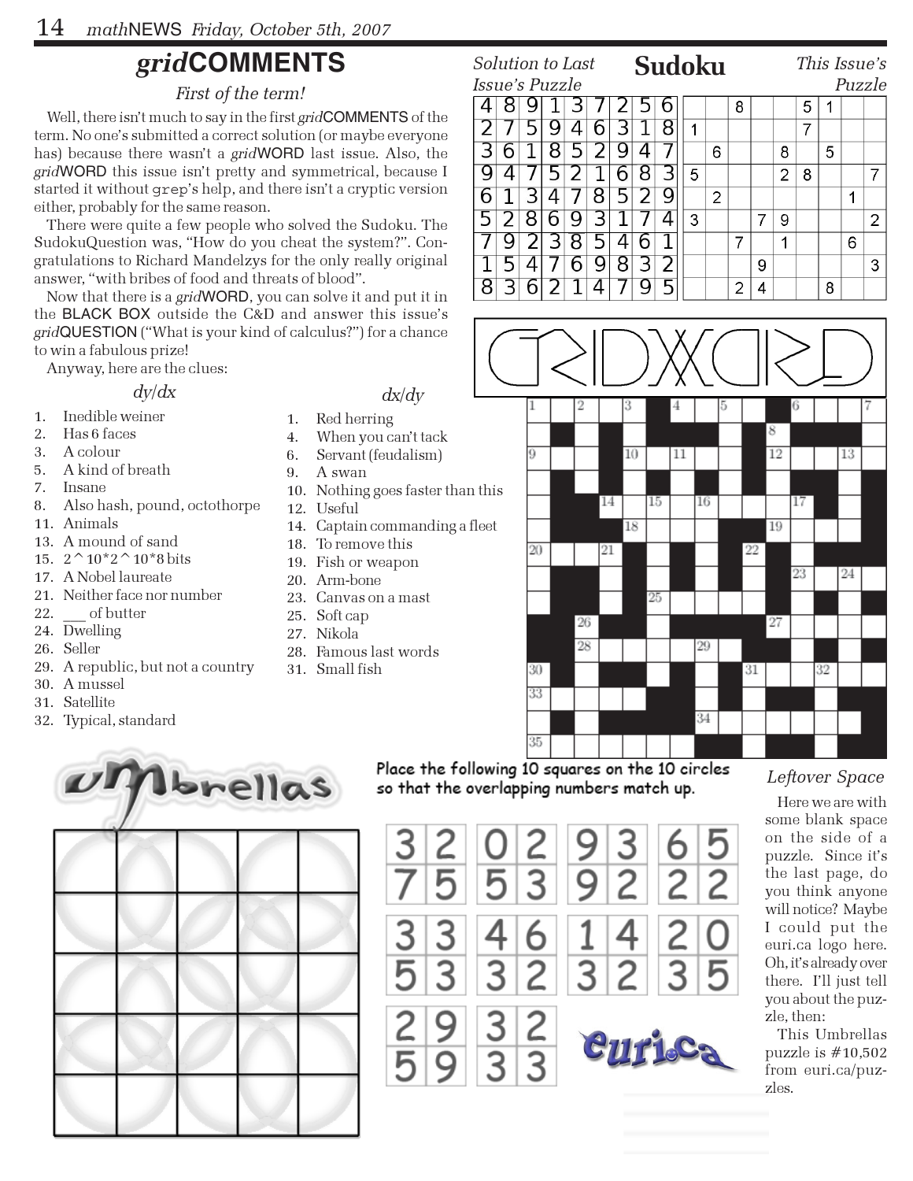## *grid*COMMENTS

*First of the term!*

Well, there isn't much to say in the first *grid*COMMENTS of the term. No one's submitted a correct solution (or maybe everyone has) because there wasn't a *grid*WORD last issue. Also, the *grid*WORD this issue isn't pretty and symmetrical, because I started it without grep's help, and there isn't a cryptic version either, probably for the same reason.

There were quite a few people who solved the Sudoku. The SudokuQuestion was, "How do you cheat the system?". Congratulations to Richard Mandelzys for the only really original answer, "with bribes of food and threats of blood".

Now that there is a *grid*WORD, you can solve it and put it in the BLACK BOX outside the C&D and answer this issue's *grid*QUESTION ("What is your kind of calculus?") for a chance to win a fabulous prize!

Anyway, here are the clues:

### *dy/dx*

1. Inedible weiner
2. Has 6 faces
3. A colour
5. A kind of breath
7. Insane
8. Also hash, pound, octothorpe
11. Animals
13. A mound of sand
15. 2 ^ 10*2 ^ 10*8 bits
17. A Nobel laureate
21. Neither face nor number
22. ___ of butter
24. Dwelling
26. Seller
29. A republic, but not a country
30. A mussel
31. Satellite
32. Typical, standard

### *dx/dy*

1. Red herring
4. When you can't tack
6. Servant (feudalism)
9. A swan
10. Nothing goes faster than this
12. Useful
14. Captain commanding a fleet
18. To remove this
19. Fish or weapon
20. Arm-bone
23. Canvas on a mast
25. Soft cap
27. Nikola
28. Famous last words
31. Small fish

## Sudoku

*Solution to Last Issue's Puzzle*

| | | | | | | | | |
|---|---|---|---|---|---|---|---|---|
| 4 | 8 | 9 | 1 | 3 | 7 | 2 | 5 | 6 |
| 2 | 7 | 5 | 9 | 4 | 6 | 3 | 1 | 8 |
| 3 | 6 | 1 | 8 | 5 | 2 | 9 | 4 | 7 |
| 9 | 4 | 7 | 5 | 2 | 1 | 6 | 8 | 3 |
| 6 | 1 | 3 | 4 | 7 | 8 | 5 | 2 | 9 |
| 5 | 2 | 8 | 6 | 9 | 3 | 1 | 7 | 4 |
| 7 | 9 | 2 | 3 | 8 | 5 | 4 | 6 | 1 |
| 1 | 5 | 4 | 7 | 6 | 9 | 8 | 3 | 2 |
| 8 | 3 | 6 | 2 | 1 | 4 | 7 | 9 | 5 |

*This Issue's Puzzle*

| | | | | | | | | |
|---|---|---|---|---|---|---|---|---|
| | | 8 | | | 5 | 1 | | |
| 1 | | | | | 7 | | | |
| | 6 | | | 8 | | 5 | | |
| 5 | | | | 2 | 8 | | | 7 |
| | 2 | | | | | | 1 | |
| 3 | | | 7 | 9 | | | | 2 |
| | | 7 | | 1 | | | 6 | |
| | | | 9 | | | | | 3 |
| | | 2 | 4 | | | 8 | | |

## GRIDWORD

## Umbrellas

Place the following 10 squares on the 10 circles so that the overlapping numbers match up.

| | | | |
|---|---|---|---|
| 3 2 / 7 5 | 0 2 / 5 3 | 9 3 / 9 2 | 6 5 / 2 2 |
| 3 3 / 5 3 | 4 6 / 3 2 | 1 4 / 3 2 | 2 0 / 3 5 |
| 2 9 / 5 9 | 3 2 / 3 3 | | |

euri.ca

### *Leftover Space*

Here we are with some blank space on the side of a puzzle. Since it's the last page, do you think anyone will notice? Maybe I could put the euri.ca logo here. Oh, it's already over there. I'll just tell you about the puzzle, then:

This Umbrellas puzzle is #10,502 from euri.ca/puzzles.